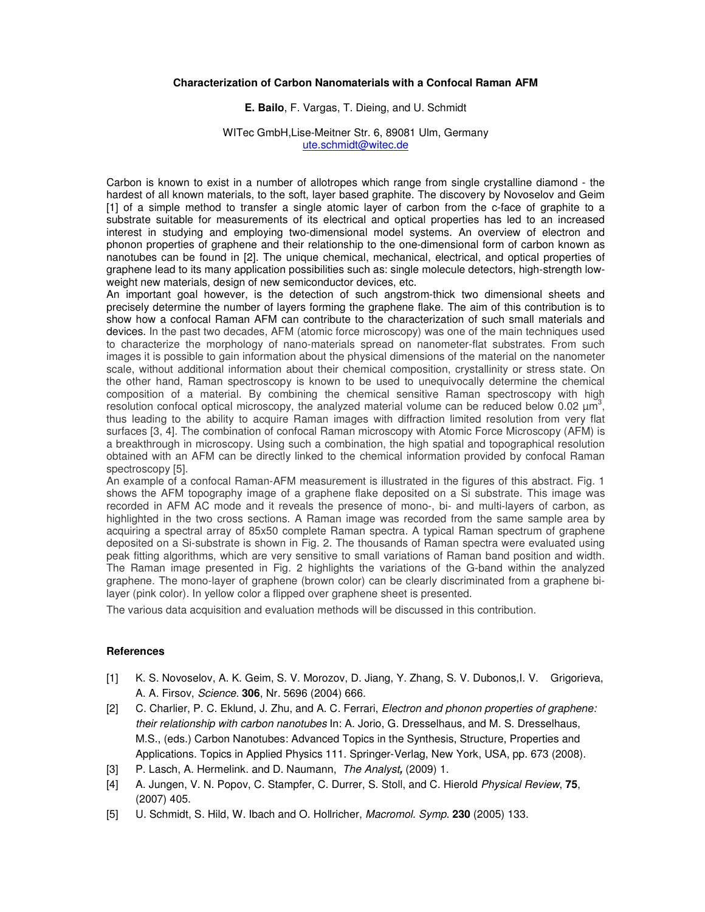# Characterization of Carbon Nanomaterials with a Confocal Raman AFM

**E. Bailo**, F. Vargas, T. Dieing, and U. Schmidt

WITec GmbH,Lise-Meitner Str. 6, 89081 Ulm, Germany
ute.schmidt@witec.de

Carbon is known to exist in a number of allotropes which range from single crystalline diamond - the hardest of all known materials, to the soft, layer based graphite. The discovery by Novoselov and Geim [1] of a simple method to transfer a single atomic layer of carbon from the c-face of graphite to a substrate suitable for measurements of its electrical and optical properties has led to an increased interest in studying and employing two-dimensional model systems. An overview of electron and phonon properties of graphene and their relationship to the one-dimensional form of carbon known as nanotubes can be found in [2]. The unique chemical, mechanical, electrical, and optical properties of graphene lead to its many application possibilities such as: single molecule detectors, high-strength low-weight new materials, design of new semiconductor devices, etc.
An important goal however, is the detection of such angstrom-thick two dimensional sheets and precisely determine the number of layers forming the graphene flake. The aim of this contribution is to show how a confocal Raman AFM can contribute to the characterization of such small materials and devices. In the past two decades, AFM (atomic force microscopy) was one of the main techniques used to characterize the morphology of nano-materials spread on nanometer-flat substrates. From such images it is possible to gain information about the physical dimensions of the material on the nanometer scale, without additional information about their chemical composition, crystallinity or stress state. On the other hand, Raman spectroscopy is known to be used to unequivocally determine the chemical composition of a material. By combining the chemical sensitive Raman spectroscopy with high resolution confocal optical microscopy, the analyzed material volume can be reduced below 0.02 $\mu m^3$, thus leading to the ability to acquire Raman images with diffraction limited resolution from very flat surfaces [3, 4]. The combination of confocal Raman microscopy with Atomic Force Microscopy (AFM) is a breakthrough in microscopy. Using such a combination, the high spatial and topographical resolution obtained with an AFM can be directly linked to the chemical information provided by confocal Raman spectroscopy [5].
An example of a confocal Raman-AFM measurement is illustrated in the figures of this abstract. Fig. 1 shows the AFM topography image of a graphene flake deposited on a Si substrate. This image was recorded in AFM AC mode and it reveals the presence of mono-, bi- and multi-layers of carbon, as highlighted in the two cross sections. A Raman image was recorded from the same sample area by acquiring a spectral array of 85x50 complete Raman spectra. A typical Raman spectrum of graphene deposited on a Si-substrate is shown in Fig. 2. The thousands of Raman spectra were evaluated using peak fitting algorithms, which are very sensitive to small variations of Raman band position and width. The Raman image presented in Fig. 2 highlights the variations of the G-band within the analyzed graphene. The mono-layer of graphene (brown color) can be clearly discriminated from a graphene bi-layer (pink color). In yellow color a flipped over graphene sheet is presented.

The various data acquisition and evaluation methods will be discussed in this contribution.

## References

[1] K. S. Novoselov, A. K. Geim, S. V. Morozov, D. Jiang, Y. Zhang, S. V. Dubonos,I. V. Grigorieva, A. A. Firsov, *Science.* **306**, Nr. 5696 (2004) 666.

[2] C. Charlier, P. C. Eklund, J. Zhu, and A. C. Ferrari, *Electron and phonon properties of graphene: their relationship with carbon nanotubes* In: A. Jorio, G. Dresselhaus, and M. S. Dresselhaus, M.S., (eds.) Carbon Nanotubes: Advanced Topics in the Synthesis, Structure, Properties and Applications. Topics in Applied Physics 111. Springer-Verlag, New York, USA, pp. 673 (2008).

[3] P. Lasch, A. Hermelink. and D. Naumann, *The Analyst,* (2009) 1.

[4] A. Jungen, V. N. Popov, C. Stampfer, C. Durrer, S. Stoll, and C. Hierold *Physical Review*, **75**, (2007) 405.

[5] U. Schmidt, S. Hild, W. Ibach and O. Hollricher, *Macromol. Symp.* **230** (2005) 133.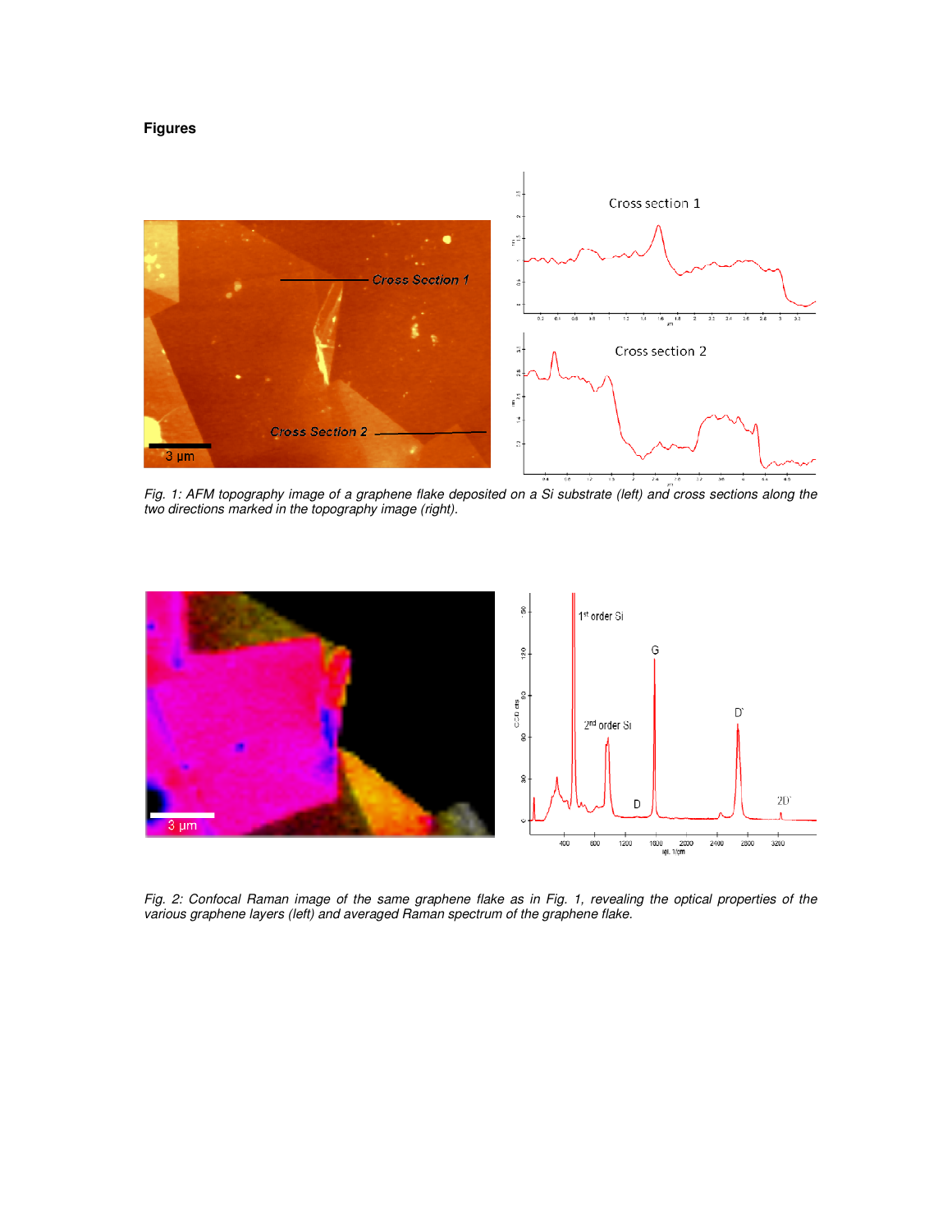**Figures**

Cross Section 1

Cross Section 2

3 µm

Cross section 1

Cross section 2

*Fig. 1: AFM topography image of a graphene flake deposited on a Si substrate (left) and cross sections along the two directions marked in the topography image (right).*

3 µm

1st order Si

G

2nd order Si

D

D`

2D`

400 800 1200 1600 2000 2400 2800 3200

rel. 1/cm

*Fig. 2: Confocal Raman image of the same graphene flake as in Fig. 1, revealing the optical properties of the various graphene layers (left) and averaged Raman spectrum of the graphene flake.*